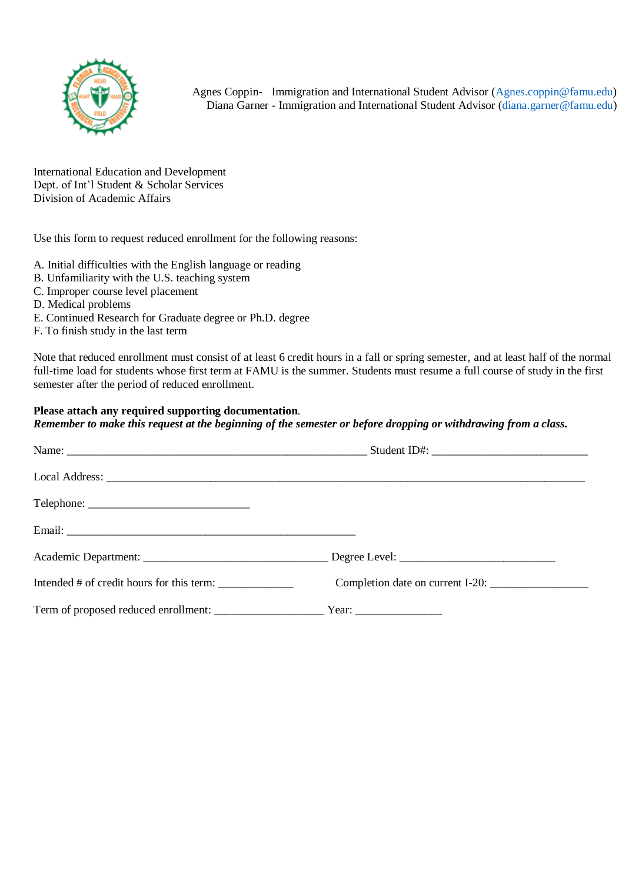Agnes Coppin- Immigration and International Student Advisor (Agnes.coppin@famu.edu)
Diana Garner - Immigration and International Student Advisor (diana.garner@famu.edu)

International Education and Development
Dept. of Int'l Student & Scholar Services
Division of Academic Affairs

Use this form to request reduced enrollment for the following reasons:

A. Initial difficulties with the English language or reading
B. Unfamiliarity with the U.S. teaching system
C. Improper course level placement
D. Medical problems
E. Continued Research for Graduate degree or Ph.D. degree
F. To finish study in the last term

Note that reduced enrollment must consist of at least 6 credit hours in a fall or spring semester, and at least half of the normal full-time load for students whose first term at FAMU is the summer. Students must resume a full course of study in the first semester after the period of reduced enrollment.

**Please attach any required supporting documentation**.
***Remember to make this request at the beginning of the semester or before dropping or withdrawing from a class.***

Name: ____________________________________________________ Student ID#: ___________________________

Local Address: ___________________________________________________________________________________

Telephone: ____________________________

Email: __________________________________________________

Academic Department: ________________________________ Degree Level: ___________________________

Intended # of credit hours for this term: _____________ Completion date on current I-20: _________________

Term of proposed reduced enrollment: ___________________ Year: _______________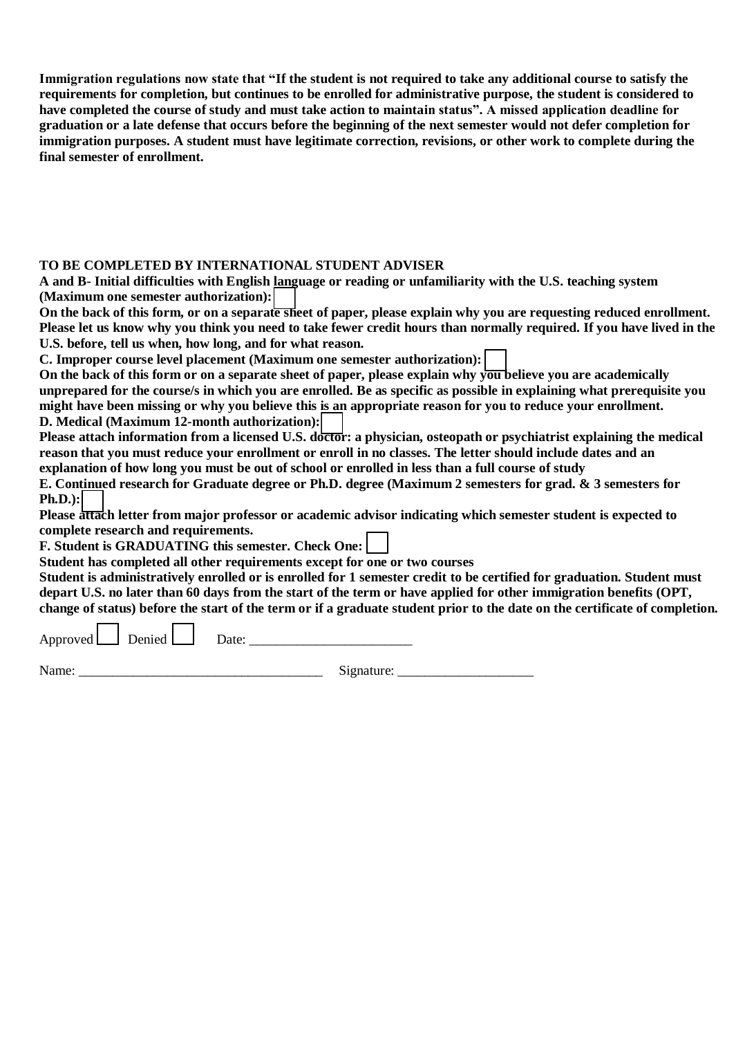**Immigration regulations now state that "If the student is not required to take any additional course to satisfy the requirements for completion, but continues to be enrolled for administrative purpose, the student is considered to have completed the course of study and must take action to maintain status". A missed application deadline for graduation or a late defense that occurs before the beginning of the next semester would not defer completion for immigration purposes. A student must have legitimate correction, revisions, or other work to complete during the final semester of enrollment.**

**TO BE COMPLETED BY INTERNATIONAL STUDENT ADVISER**

**A and B- Initial difficulties with English language or reading or unfamiliarity with the U.S. teaching system (Maximum one semester authorization):** ☐

**On the back of this form, or on a separate sheet of paper, please explain why you are requesting reduced enrollment. Please let us know why you think you need to take fewer credit hours than normally required. If you have lived in the U.S. before, tell us when, how long, and for what reason.**

**C. Improper course level placement (Maximum one semester authorization):** ☐

**On the back of this form or on a separate sheet of paper, please explain why you believe you are academically unprepared for the course/s in which you are enrolled. Be as specific as possible in explaining what prerequisite you might have been missing or why you believe this is an appropriate reason for you to reduce your enrollment.**

**D. Medical (Maximum 12-month authorization):** ☐

**Please attach information from a licensed U.S. doctor: a physician, osteopath or psychiatrist explaining the medical reason that you must reduce your enrollment or enroll in no classes. The letter should include dates and an explanation of how long you must be out of school or enrolled in less than a full course of study**

**E. Continued research for Graduate degree or Ph.D. degree (Maximum 2 semesters for grad. & 3 semesters for Ph.D.):** ☐

**Please attach letter from major professor or academic advisor indicating which semester student is expected to complete research and requirements.**

**F. Student is GRADUATING this semester. Check One:** ☐

**Student has completed all other requirements except for one or two courses**

**Student is administratively enrolled or is enrolled for 1 semester credit to be certified for graduation. Student must depart U.S. no later than 60 days from the start of the term or have applied for other immigration benefits (OPT, change of status) before the start of the term or if a graduate student prior to the date on the certificate of completion.**

Approved ☐ Denied ☐ Date: ________________________

Name: ____________________________________ Signature: ____________________